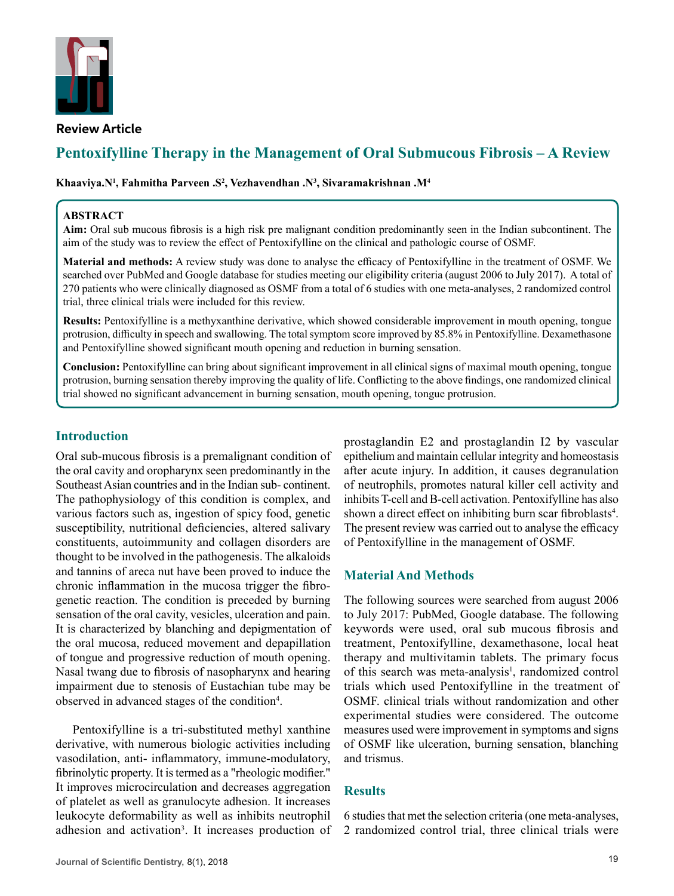**Review Article**

# Pentoxifylline Therapy in the Management of Oral Submucous Fibrosis – A Review

**Khaaviya.N[1], Fahmitha Parveen .S[2], Vezhavendhan .N[3], Sivaramakrishnan .M[4]**

## ABSTRACT

**Aim:** Oral sub mucous fibrosis is a high risk pre malignant condition predominantly seen in the Indian subcontinent. The aim of the study was to review the effect of Pentoxifylline on the clinical and pathologic course of OSMF.

**Material and methods:** A review study was done to analyse the efficacy of Pentoxifylline in the treatment of OSMF. We searched over PubMed and Google database for studies meeting our eligibility criteria (august 2006 to July 2017). A total of 270 patients who were clinically diagnosed as OSMF from a total of 6 studies with one meta-analyses, 2 randomized control trial, three clinical trials were included for this review.

**Results:** Pentoxifylline is a methyxanthine derivative, which showed considerable improvement in mouth opening, tongue protrusion, difficulty in speech and swallowing. The total symptom score improved by 85.8% in Pentoxifylline. Dexamethasone and Pentoxifylline showed significant mouth opening and reduction in burning sensation.

**Conclusion:** Pentoxifylline can bring about significant improvement in all clinical signs of maximal mouth opening, tongue protrusion, burning sensation thereby improving the quality of life. Conflicting to the above findings, one randomized clinical trial showed no significant advancement in burning sensation, mouth opening, tongue protrusion.

## Introduction

Oral sub-mucous fibrosis is a premalignant condition of the oral cavity and oropharynx seen predominantly in the Southeast Asian countries and in the Indian sub- continent. The pathophysiology of this condition is complex, and various factors such as, ingestion of spicy food, genetic susceptibility, nutritional deficiencies, altered salivary constituents, autoimmunity and collagen disorders are thought to be involved in the pathogenesis. The alkaloids and tannins of areca nut have been proved to induce the chronic inflammation in the mucosa trigger the fibrogenetic reaction. The condition is preceded by burning sensation of the oral cavity, vesicles, ulceration and pain. It is characterized by blanching and depigmentation of the oral mucosa, reduced movement and depapillation of tongue and progressive reduction of mouth opening. Nasal twang due to fibrosis of nasopharynx and hearing impairment due to stenosis of Eustachian tube may be observed in advanced stages of the condition[4].

Pentoxifylline is a tri-substituted methyl xanthine derivative, with numerous biologic activities including vasodilation, anti- inflammatory, immune-modulatory, fibrinolytic property. It is termed as a "rheologic modifier." It improves microcirculation and decreases aggregation of platelet as well as granulocyte adhesion. It increases leukocyte deformability as well as inhibits neutrophil adhesion and activation[3]. It increases production of prostaglandin E2 and prostaglandin I2 by vascular epithelium and maintain cellular integrity and homeostasis after acute injury. In addition, it causes degranulation of neutrophils, promotes natural killer cell activity and inhibits T-cell and B-cell activation. Pentoxifylline has also shown a direct effect on inhibiting burn scar fibroblasts[4]. The present review was carried out to analyse the efficacy of Pentoxifylline in the management of OSMF.

## Material And Methods

The following sources were searched from august 2006 to July 2017: PubMed, Google database. The following keywords were used, oral sub mucous fibrosis and treatment, Pentoxifylline, dexamethasone, local heat therapy and multivitamin tablets. The primary focus of this search was meta-analysis[1], randomized control trials which used Pentoxifylline in the treatment of OSMF. clinical trials without randomization and other experimental studies were considered. The outcome measures used were improvement in symptoms and signs of OSMF like ulceration, burning sensation, blanching and trismus.

## Results

6 studies that met the selection criteria (one meta-analyses, 2 randomized control trial, three clinical trials were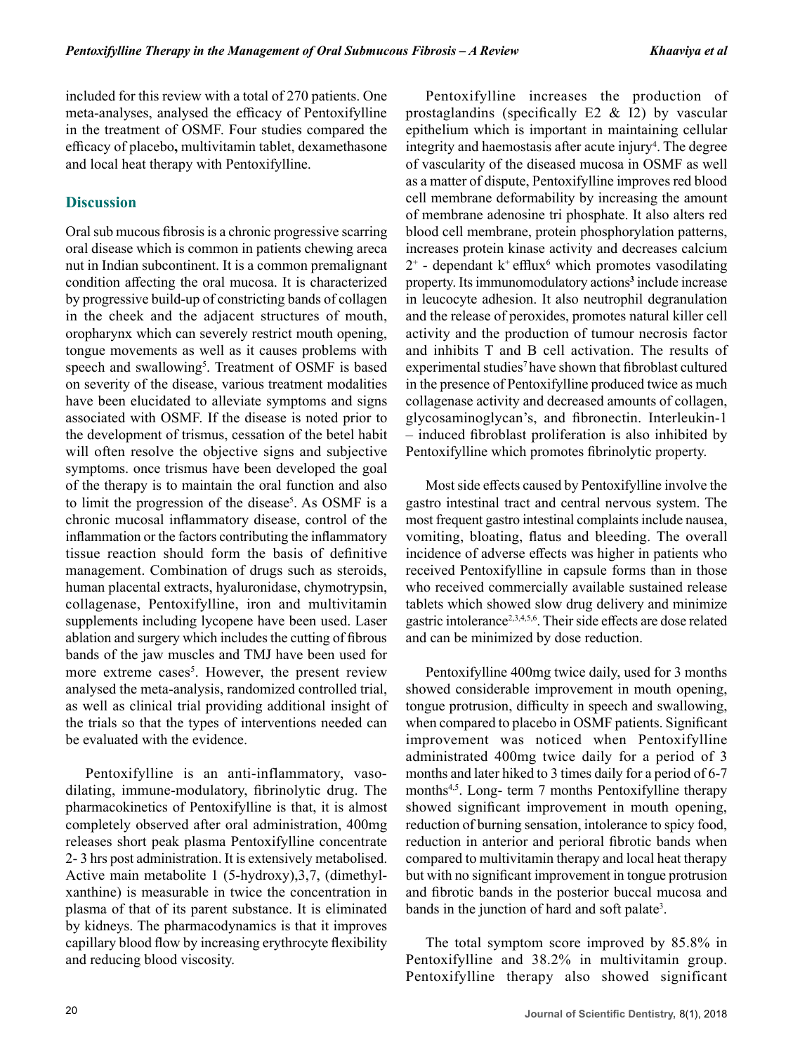included for this review with a total of 270 patients. One meta-analyses, analysed the efficacy of Pentoxifylline in the treatment of OSMF. Four studies compared the efficacy of placebo**,** multivitamin tablet, dexamethasone and local heat therapy with Pentoxifylline.

## Discussion

Oral sub mucous fibrosis is a chronic progressive scarring oral disease which is common in patients chewing areca nut in Indian subcontinent. It is a common premalignant condition affecting the oral mucosa. It is characterized by progressive build-up of constricting bands of collagen in the cheek and the adjacent structures of mouth, oropharynx which can severely restrict mouth opening, tongue movements as well as it causes problems with speech and swallowing[5]. Treatment of OSMF is based on severity of the disease, various treatment modalities have been elucidated to alleviate symptoms and signs associated with OSMF. If the disease is noted prior to the development of trismus, cessation of the betel habit will often resolve the objective signs and subjective symptoms. once trismus have been developed the goal of the therapy is to maintain the oral function and also to limit the progression of the disease[5]. As OSMF is a chronic mucosal inflammatory disease, control of the inflammation or the factors contributing the inflammatory tissue reaction should form the basis of definitive management. Combination of drugs such as steroids, human placental extracts, hyaluronidase, chymotrypsin, collagenase, Pentoxifylline, iron and multivitamin supplements including lycopene have been used. Laser ablation and surgery which includes the cutting of fibrous bands of the jaw muscles and TMJ have been used for more extreme cases[5]. However, the present review analysed the meta-analysis, randomized controlled trial, as well as clinical trial providing additional insight of the trials so that the types of interventions needed can be evaluated with the evidence.

Pentoxifylline is an anti-inflammatory, vaso-dilating, immune-modulatory, fibrinolytic drug. The pharmacokinetics of Pentoxifylline is that, it is almost completely observed after oral administration, 400mg releases short peak plasma Pentoxifylline concentrate 2- 3 hrs post administration. It is extensively metabolised. Active main metabolite 1 (5-hydroxy),3,7, (dimethyl-xanthine) is measurable in twice the concentration in plasma of that of its parent substance. It is eliminated by kidneys. The pharmacodynamics is that it improves capillary blood flow by increasing erythrocyte flexibility and reducing blood viscosity.

Pentoxifylline increases the production of prostaglandins (specifically E2 & I2) by vascular epithelium which is important in maintaining cellular integrity and haemostasis after acute injury[4]. The degree of vascularity of the diseased mucosa in OSMF as well as a matter of dispute, Pentoxifylline improves red blood cell membrane deformability by increasing the amount of membrane adenosine tri phosphate. It also alters red blood cell membrane, protein phosphorylation patterns, increases protein kinase activity and decreases calcium $2^+$ - dependant $k^+$ efflux[6] which promotes vasodilating property. Its immunomodulatory actions[3] include increase in leucocyte adhesion. It also neutrophil degranulation and the release of peroxides, promotes natural killer cell activity and the production of tumour necrosis factor and inhibits T and B cell activation. The results of experimental studies[7] have shown that fibroblast cultured in the presence of Pentoxifylline produced twice as much collagenase activity and decreased amounts of collagen, glycosaminoglycan's, and fibronectin. Interleukin-1 – induced fibroblast proliferation is also inhibited by Pentoxifylline which promotes fibrinolytic property.

Most side effects caused by Pentoxifylline involve the gastro intestinal tract and central nervous system. The most frequent gastro intestinal complaints include nausea, vomiting, bloating, flatus and bleeding. The overall incidence of adverse effects was higher in patients who received Pentoxifylline in capsule forms than in those who received commercially available sustained release tablets which showed slow drug delivery and minimize gastric intolerance[2,3,4,5,6]. Their side effects are dose related and can be minimized by dose reduction.

Pentoxifylline 400mg twice daily, used for 3 months showed considerable improvement in mouth opening, tongue protrusion, difficulty in speech and swallowing, when compared to placebo in OSMF patients. Significant improvement was noticed when Pentoxifylline administrated 400mg twice daily for a period of 3 months and later hiked to 3 times daily for a period of 6-7 months[4,5]. Long- term 7 months Pentoxifylline therapy showed significant improvement in mouth opening, reduction of burning sensation, intolerance to spicy food, reduction in anterior and perioral fibrotic bands when compared to multivitamin therapy and local heat therapy but with no significant improvement in tongue protrusion and fibrotic bands in the posterior buccal mucosa and bands in the junction of hard and soft palate[3].

The total symptom score improved by 85.8% in Pentoxifylline and 38.2% in multivitamin group. Pentoxifylline therapy also showed significant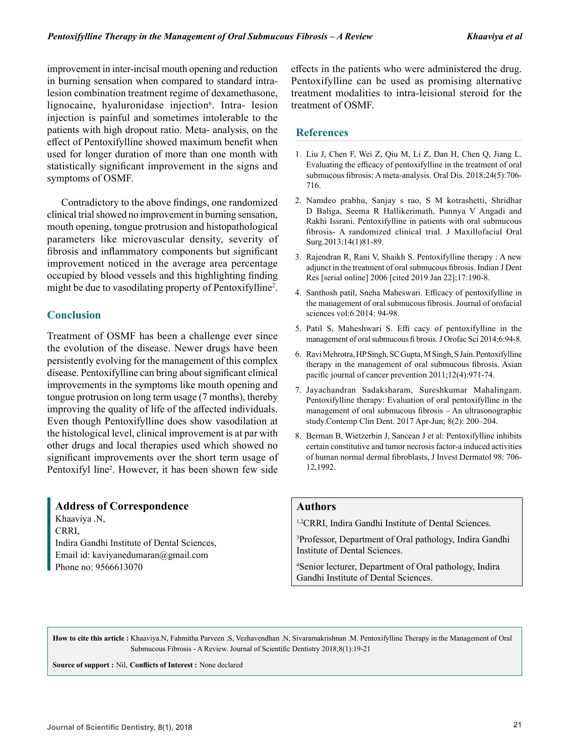improvement in inter-incisal mouth opening and reduction in burning sensation when compared to standard intra-lesion combination treatment regime of dexamethasone, lignocaine, hyaluronidase injection[6]. Intra- lesion injection is painful and sometimes intolerable to the patients with high dropout ratio. Meta- analysis, on the effect of Pentoxifylline showed maximum benefit when used for longer duration of more than one month with statistically significant improvement in the signs and symptoms of OSMF.

Contradictory to the above findings, one randomized clinical trial showed no improvement in burning sensation, mouth opening, tongue protrusion and histopathological parameters like microvascular density, severity of fibrosis and inflammatory components but significant improvement noticed in the average area percentage occupied by blood vessels and this highlighting finding might be due to vasodilating property of Pentoxifylline[2].

## Conclusion

Treatment of OSMF has been a challenge ever since the evolution of the disease. Newer drugs have been persistently evolving for the management of this complex disease. Pentoxifylline can bring about significant clinical improvements in the symptoms like mouth opening and tongue protrusion on long term usage (7 months), thereby improving the quality of life of the affected individuals. Even though Pentoxifylline does show vasodilation at the histological level, clinical improvement is at par with other drugs and local therapies used which showed no significant improvements over the short term usage of Pentoxifyl line[2]. However, it has been shown few side effects in the patients who were administered the drug. Pentoxifylline can be used as promising alternative treatment modalities to intra-leisional steroid for the treatment of OSMF.

## References

1. Liu J, Chen F, Wei Z, Qiu M, Li Z, Dan H, Chen Q, Jiang L. Evaluating the efficacy of pentoxifylline in the treatment of oral submucous fibrosis: A meta-analysis. Oral Dis. 2018;24(5):706-716.
2. Namdeo prabhu, Sanjay s rao, S M kotrashetti, Shridhar D Baliga, Seema R Hallikerimath, Punnya V Angadi and Rakhi Issrani. Pentoxifylline in patients with oral submucous fibrosis- A randomized clinical trial. J Maxillofacial Oral Surg.2013;14(1)81-89.
3. Rajendran R, Rani V, Shaikh S. Pentoxifylline therapy : A new adjunct in the treatment of oral submucous fibrosis. Indian J Dent Res [serial online] 2006 [cited 2019 Jan 22];17:190-8.
4. Santhosh patil, Sneha Maheswari. Efficacy of pentoxifylline in the management of oral submucous fibrosis. Journal of orofacial sciences vol:6 2014: 94-98.
5. Patil S, Maheshwari S. Effi cacy of pentoxifylline in the management of oral submucous fi brosis. J Orofac Sci 2014;6:94-8.
6. Ravi Mehrotra, HP Singh, SC Gupta, M Singh, S Jain. Pentoxifylline therapy in the management of oral submucous fibrosis. Asian pacific journal of cancer prevention 2011;12(4):971-74.
7. Jayachandran Sadaksharam, Sureshkumar Mahalingam. Pentoxifylline therapy: Evaluation of oral pentoxifylline in the management of oral submucous fibrosis – An ultrasonographic study.Contemp Clin Dent. 2017 Apr-Jun; 8(2): 200–204.
8. Berman B, Wietzerbin J, Sancean J et al: Pentoxifylline inhibits certain constitutive and tumor necrosis factor-a induced activities of human normal dermal fibroblasts, J Invest Dermatol 98: 706-12,1992.

### Address of Correspondence

Khaaviya .N,
CRRI,
Indira Gandhi Institute of Dental Sciences,
Email id: kaviyanedumaran@gmail.com
Phone no: 9566613070

### Authors

[1,2]CRRI, Indira Gandhi Institute of Dental Sciences.

[3]Professor, Department of Oral pathology, Indira Gandhi Institute of Dental Sciences.

[4]Senior lecturer, Department of Oral pathology, Indira Gandhi Institute of Dental Sciences.

**How to cite this article :** Khaaviya.N, Fahmitha Parveen .S, Vezhavendhan .N, Sivaramakrishnan .M. Pentoxifylline Therapy in the Management of Oral Submucous Fibrosis - A Review. Journal of Scientific Dentistry 2018;8(1):19-21

**Source of support :** Nil, **Conflicts of Interest :** None declared